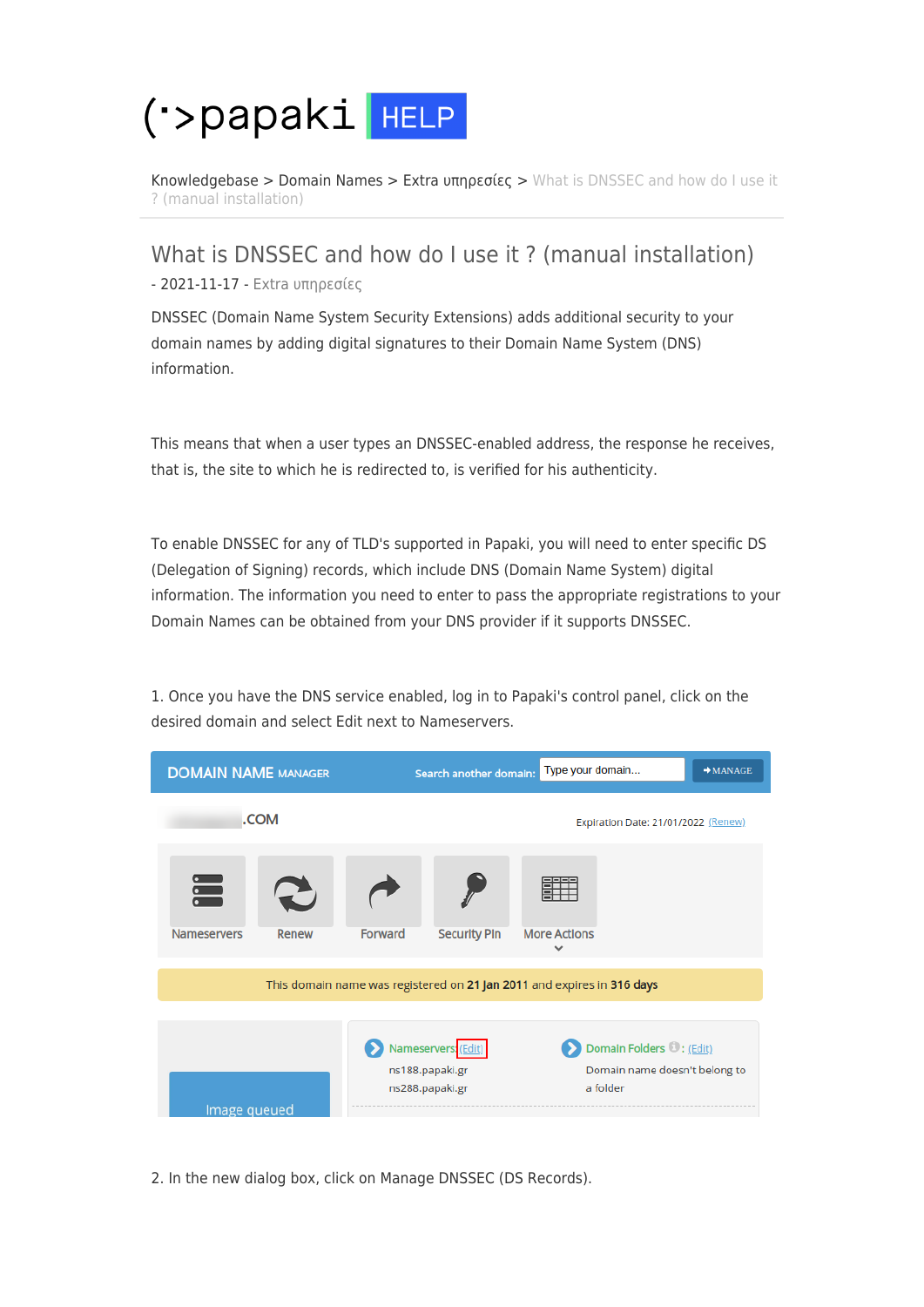Knowledgebase > Domain Names > Extra υπηρεσίες > What is DNSSEC and how do I use it ? (manual installation)

# What is DNSSEC and how do I use it ? (manual installation)

- 2021-11-17 - Extra υπηρεσίες

DNSSEC (Domain Name System Security Extensions) adds additional security to your domain names by adding digital signatures to their Domain Name System (DNS) information.

This means that when a user types an DNSSEC-enabled address, the response he receives, that is, the site to which he is redirected to, is verified for his authenticity.

To enable DNSSEC for any of TLD's supported in Papaki, you will need to enter specific DS (Delegation of Signing) records, which include DNS (Domain Name System) digital information. The information you need to enter to pass the appropriate registrations to your Domain Names can be obtained from your DNS provider if it supports DNSSEC.

1. Once you have the DNS service enabled, log in to Papaki's control panel, click on the desired domain and select Edit next to Nameservers.

2. In the new dialog box, click on Manage DNSSEC (DS Records).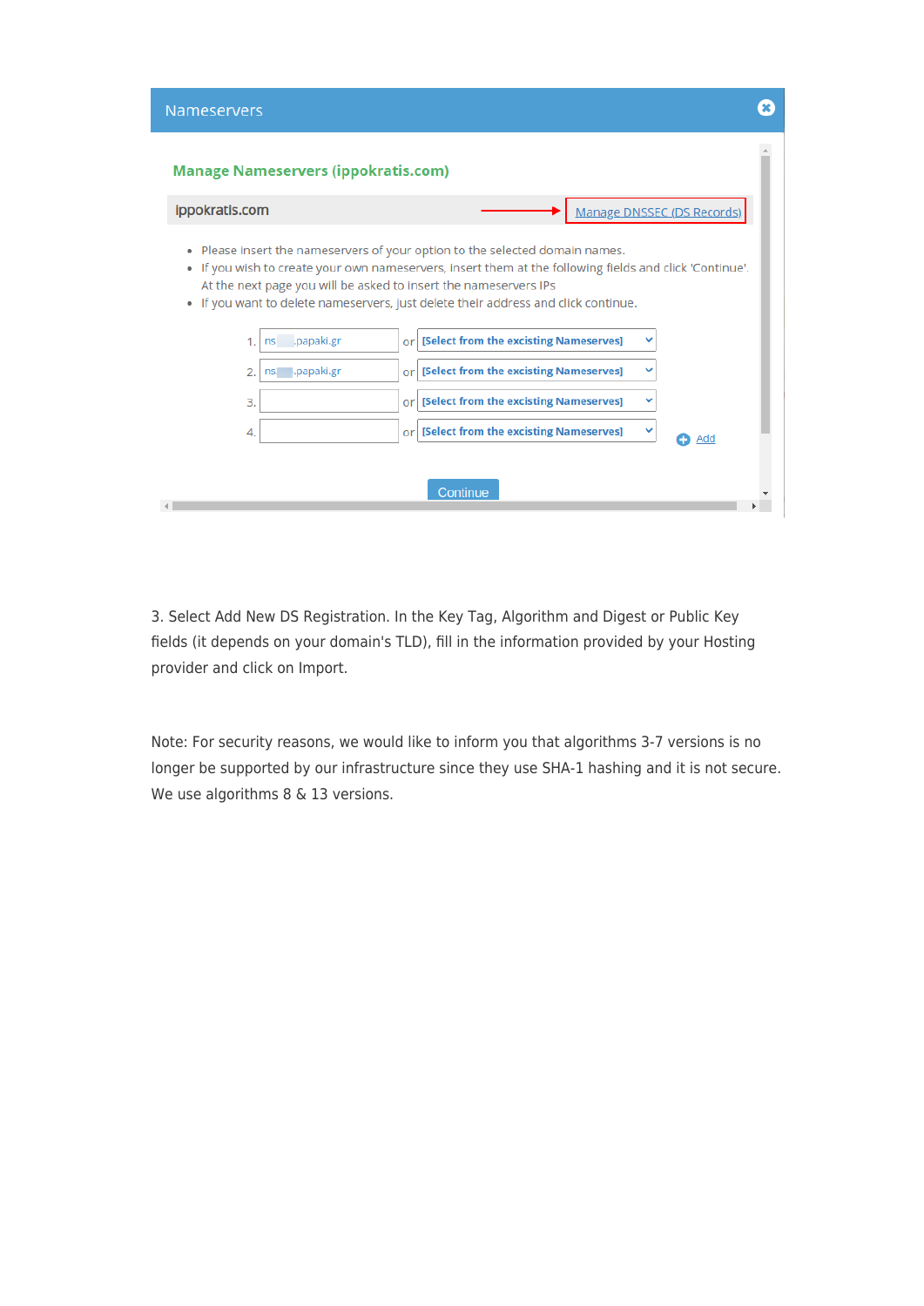Nameservers

**Manage Nameservers (ippokratis.com)**

ippokratis.com — Manage DNSSEC (DS Records)

- Please insert the nameservers of your option to the selected domain names.
- If you wish to create your own nameservers, insert them at the following fields and click 'Continue'. At the next page you will be asked to insert the nameservers IPs
- If you want to delete nameservers, just delete their address and click continue.

1. ns .papaki.gr or [Select from the excisting Nameserves]
2. ns .papaki.gr or [Select from the excisting Nameserves]
3. or [Select from the excisting Nameserves]
4. or [Select from the excisting Nameserves]

Add

Continue

3. Select Add New DS Registration. In the Key Tag, Algorithm and Digest or Public Key fields (it depends on your domain's TLD), fill in the information provided by your Hosting provider and click on Import.

Note: For security reasons, we would like to inform you that algorithms 3-7 versions is no longer be supported by our infrastructure since they use SHA-1 hashing and it is not secure. We use algorithms 8 & 13 versions.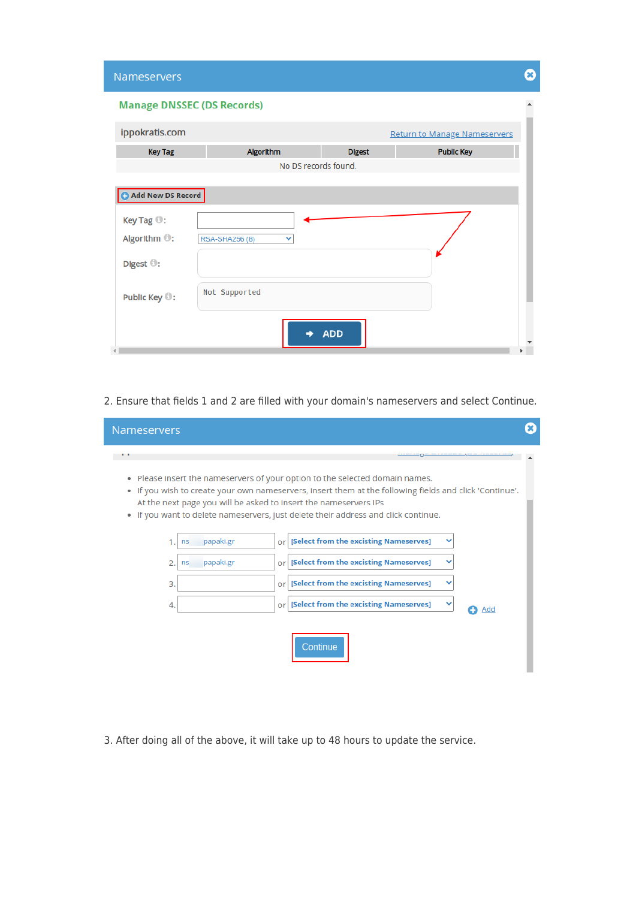## Nameservers

### Manage DNSSEC (DS Records)

ippokratis.com — Return to Manage Nameservers

| Key Tag | Algorithm | Digest | Public Key |
|---|---|---|---|
| No DS records found. | | | |

**Add New DS Record**

Key Tag:

Algorithm: RSA-SHA256 (8)

Digest:

Public Key: Not Supported

ADD

2. Ensure that fields 1 and 2 are filled with your domain's nameservers and select Continue.

## Nameservers

- Please insert the nameservers of your option to the selected domain names.
- If you wish to create your own nameservers, insert them at the following fields and click 'Continue'. At the next page you will be asked to insert the nameservers IPs
- If you want to delete nameservers, just delete their address and click continue.

1. ns papaki.gr or [Select from the excisting Nameserves]
2. ns papaki.gr or [Select from the excisting Nameserves]
3. or [Select from the excisting Nameserves]
4. or [Select from the excisting Nameserves] Add

Continue

3. After doing all of the above, it will take up to 48 hours to update the service.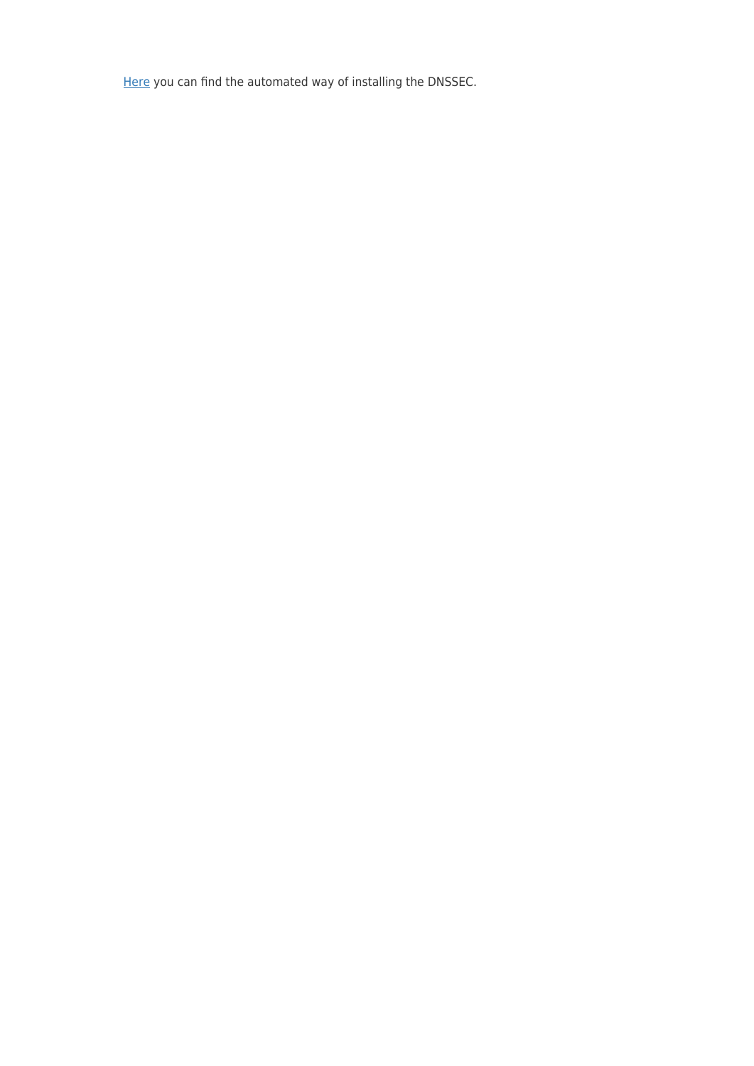Here you can find the automated way of installing the DNSSEC.